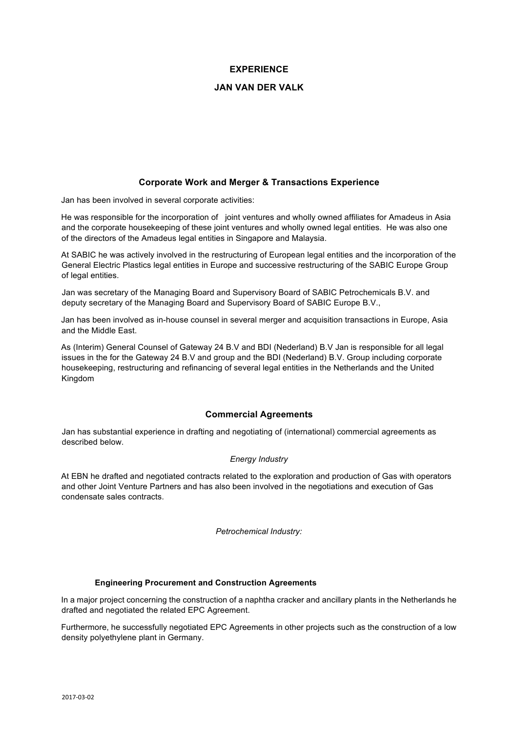# EXPERIENCE

# JAN VAN DER VALK

## Corporate Work and Merger & Transactions Experience

Jan has been involved in several corporate activities:

He was responsible for the incorporation of joint ventures and wholly owned affiliates for Amadeus in Asia and the corporate housekeeping of these joint ventures and wholly owned legal entities. He was also one of the directors of the Amadeus legal entities in Singapore and Malaysia.

At SABIC he was actively involved in the restructuring of European legal entities and the incorporation of the General Electric Plastics legal entities in Europe and successive restructuring of the SABIC Europe Group of legal entities.

Jan was secretary of the Managing Board and Supervisory Board of SABIC Petrochemicals B.V. and deputy secretary of the Managing Board and Supervisory Board of SABIC Europe B.V.,

Jan has been involved as in-house counsel in several merger and acquisition transactions in Europe, Asia and the Middle East.

As (Interim) General Counsel of Gateway 24 B.V and BDI (Nederland) B.V Jan is responsible for all legal issues in the for the Gateway 24 B.V and group and the BDI (Nederland) B.V. Group including corporate housekeeping, restructuring and refinancing of several legal entities in the Netherlands and the United Kingdom

## Commercial Agreements

Jan has substantial experience in drafting and negotiating of (international) commercial agreements as described below.

*Energy Industry*

At EBN he drafted and negotiated contracts related to the exploration and production of Gas with operators and other Joint Venture Partners and has also been involved in the negotiations and execution of Gas condensate sales contracts.

*Petrochemical Industry:*

### Engineering Procurement and Construction Agreements

In a major project concerning the construction of a naphtha cracker and ancillary plants in the Netherlands he drafted and negotiated the related EPC Agreement.

Furthermore, he successfully negotiated EPC Agreements in other projects such as the construction of a low density polyethylene plant in Germany.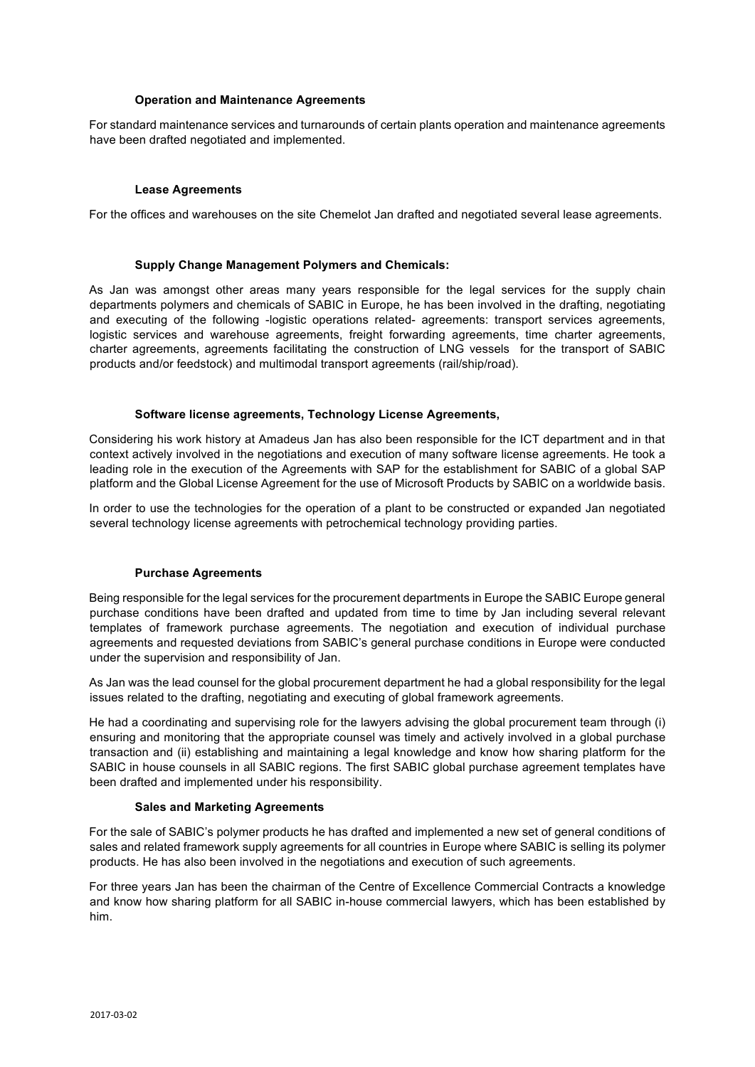#### Operation and Maintenance Agreements

For standard maintenance services and turnarounds of certain plants operation and maintenance agreements have been drafted negotiated and implemented.

#### Lease Agreements

For the offices and warehouses on the site Chemelot Jan drafted and negotiated several lease agreements.

#### Supply Change Management Polymers and Chemicals:

As Jan was amongst other areas many years responsible for the legal services for the supply chain departments polymers and chemicals of SABIC in Europe, he has been involved in the drafting, negotiating and executing of the following -logistic operations related- agreements: transport services agreements, logistic services and warehouse agreements, freight forwarding agreements, time charter agreements, charter agreements, agreements facilitating the construction of LNG vessels for the transport of SABIC products and/or feedstock) and multimodal transport agreements (rail/ship/road).

#### Software license agreements, Technology License Agreements,

Considering his work history at Amadeus Jan has also been responsible for the ICT department and in that context actively involved in the negotiations and execution of many software license agreements. He took a leading role in the execution of the Agreements with SAP for the establishment for SABIC of a global SAP platform and the Global License Agreement for the use of Microsoft Products by SABIC on a worldwide basis.

In order to use the technologies for the operation of a plant to be constructed or expanded Jan negotiated several technology license agreements with petrochemical technology providing parties.

#### Purchase Agreements

Being responsible for the legal services for the procurement departments in Europe the SABIC Europe general purchase conditions have been drafted and updated from time to time by Jan including several relevant templates of framework purchase agreements. The negotiation and execution of individual purchase agreements and requested deviations from SABIC's general purchase conditions in Europe were conducted under the supervision and responsibility of Jan.

As Jan was the lead counsel for the global procurement department he had a global responsibility for the legal issues related to the drafting, negotiating and executing of global framework agreements.

He had a coordinating and supervising role for the lawyers advising the global procurement team through (i) ensuring and monitoring that the appropriate counsel was timely and actively involved in a global purchase transaction and (ii) establishing and maintaining a legal knowledge and know how sharing platform for the SABIC in house counsels in all SABIC regions. The first SABIC global purchase agreement templates have been drafted and implemented under his responsibility.

#### Sales and Marketing Agreements

For the sale of SABIC's polymer products he has drafted and implemented a new set of general conditions of sales and related framework supply agreements for all countries in Europe where SABIC is selling its polymer products. He has also been involved in the negotiations and execution of such agreements.

For three years Jan has been the chairman of the Centre of Excellence Commercial Contracts a knowledge and know how sharing platform for all SABIC in-house commercial lawyers, which has been established by him.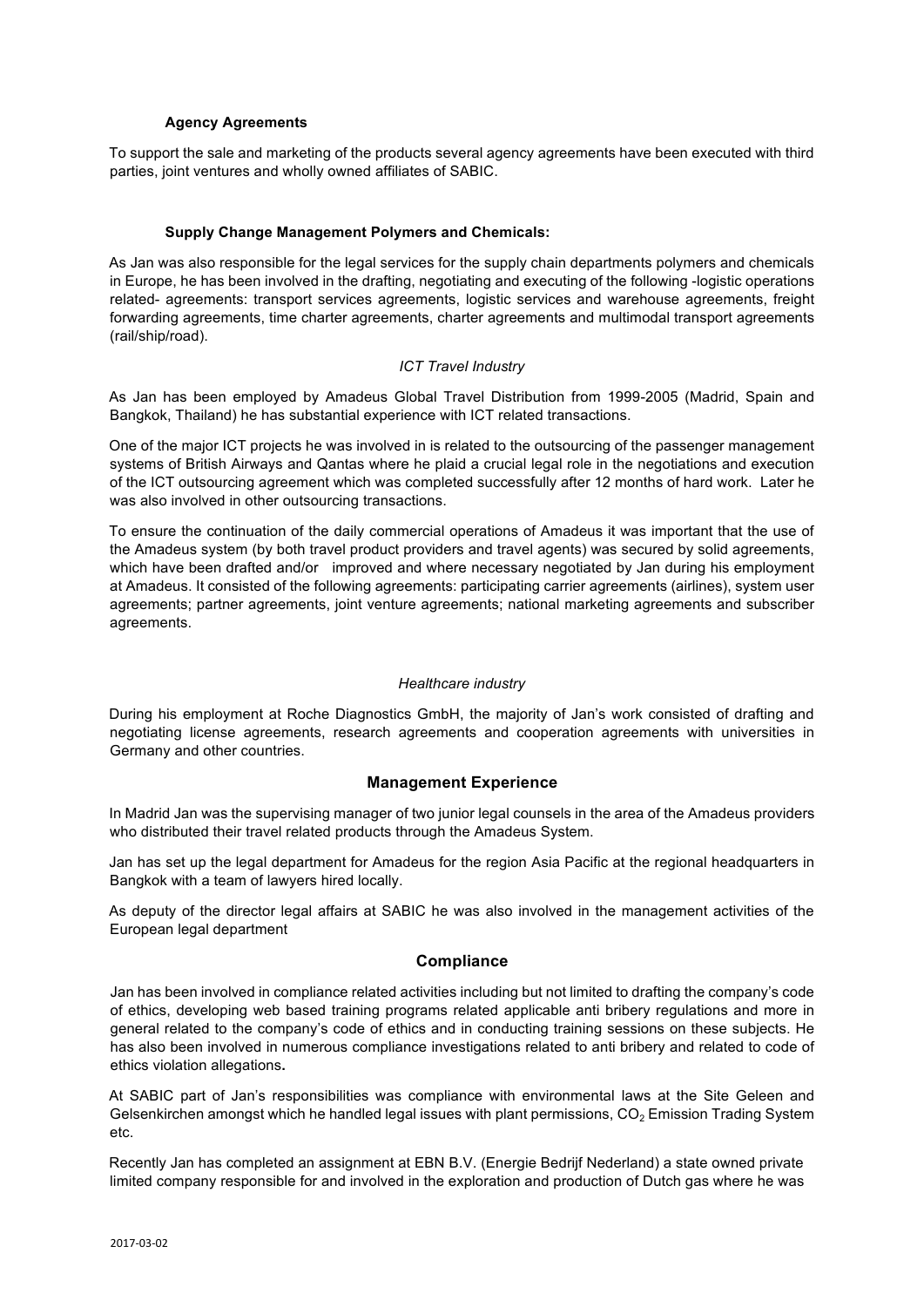**Agency Agreements**

To support the sale and marketing of the products several agency agreements have been executed with third parties, joint ventures and wholly owned affiliates of SABIC.

**Supply Change Management Polymers and Chemicals:**

As Jan was also responsible for the legal services for the supply chain departments polymers and chemicals in Europe, he has been involved in the drafting, negotiating and executing of the following -logistic operations related- agreements: transport services agreements, logistic services and warehouse agreements, freight forwarding agreements, time charter agreements, charter agreements and multimodal transport agreements (rail/ship/road).

*ICT Travel Industry*

As Jan has been employed by Amadeus Global Travel Distribution from 1999-2005 (Madrid, Spain and Bangkok, Thailand) he has substantial experience with ICT related transactions.

One of the major ICT projects he was involved in is related to the outsourcing of the passenger management systems of British Airways and Qantas where he plaid a crucial legal role in the negotiations and execution of the ICT outsourcing agreement which was completed successfully after 12 months of hard work. Later he was also involved in other outsourcing transactions.

To ensure the continuation of the daily commercial operations of Amadeus it was important that the use of the Amadeus system (by both travel product providers and travel agents) was secured by solid agreements, which have been drafted and/or improved and where necessary negotiated by Jan during his employment at Amadeus. It consisted of the following agreements: participating carrier agreements (airlines), system user agreements; partner agreements, joint venture agreements; national marketing agreements and subscriber agreements.

*Healthcare industry*

During his employment at Roche Diagnostics GmbH, the majority of Jan's work consisted of drafting and negotiating license agreements, research agreements and cooperation agreements with universities in Germany and other countries.

## Management Experience

In Madrid Jan was the supervising manager of two junior legal counsels in the area of the Amadeus providers who distributed their travel related products through the Amadeus System.

Jan has set up the legal department for Amadeus for the region Asia Pacific at the regional headquarters in Bangkok with a team of lawyers hired locally.

As deputy of the director legal affairs at SABIC he was also involved in the management activities of the European legal department

## Compliance

Jan has been involved in compliance related activities including but not limited to drafting the company's code of ethics, developing web based training programs related applicable anti bribery regulations and more in general related to the company's code of ethics and in conducting training sessions on these subjects. He has also been involved in numerous compliance investigations related to anti bribery and related to code of ethics violation allegations**.**

At SABIC part of Jan's responsibilities was compliance with environmental laws at the Site Geleen and Gelsenkirchen amongst which he handled legal issues with plant permissions, $CO_2$ Emission Trading System etc.

Recently Jan has completed an assignment at EBN B.V. (Energie Bedrijf Nederland) a state owned private limited company responsible for and involved in the exploration and production of Dutch gas where he was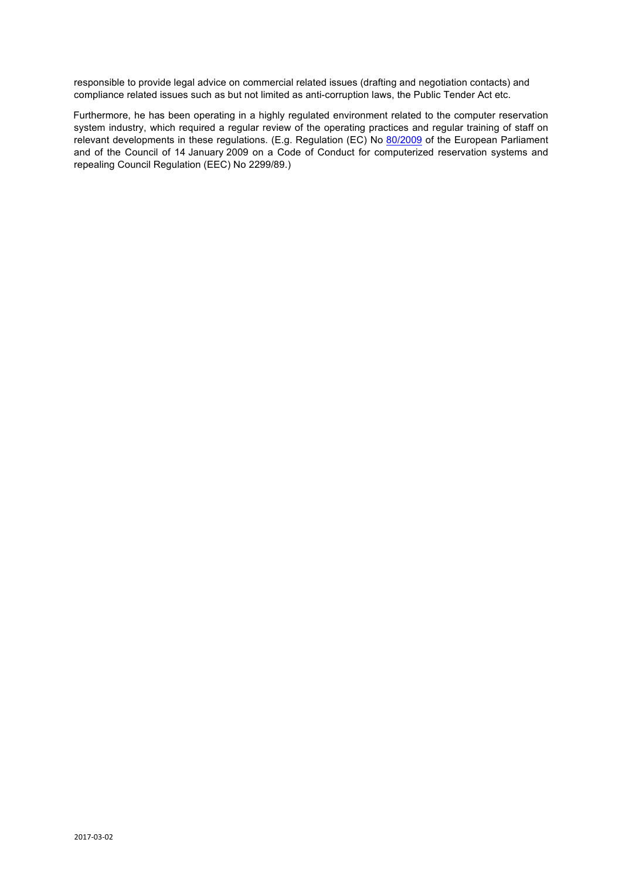responsible to provide legal advice on commercial related issues (drafting and negotiation contacts) and compliance related issues such as but not limited as anti-corruption laws, the Public Tender Act etc.

Furthermore, he has been operating in a highly regulated environment related to the computer reservation system industry, which required a regular review of the operating practices and regular training of staff on relevant developments in these regulations. (E.g. Regulation (EC) No 80/2009 of the European Parliament and of the Council of 14 January 2009 on a Code of Conduct for computerized reservation systems and repealing Council Regulation (EEC) No 2299/89.)